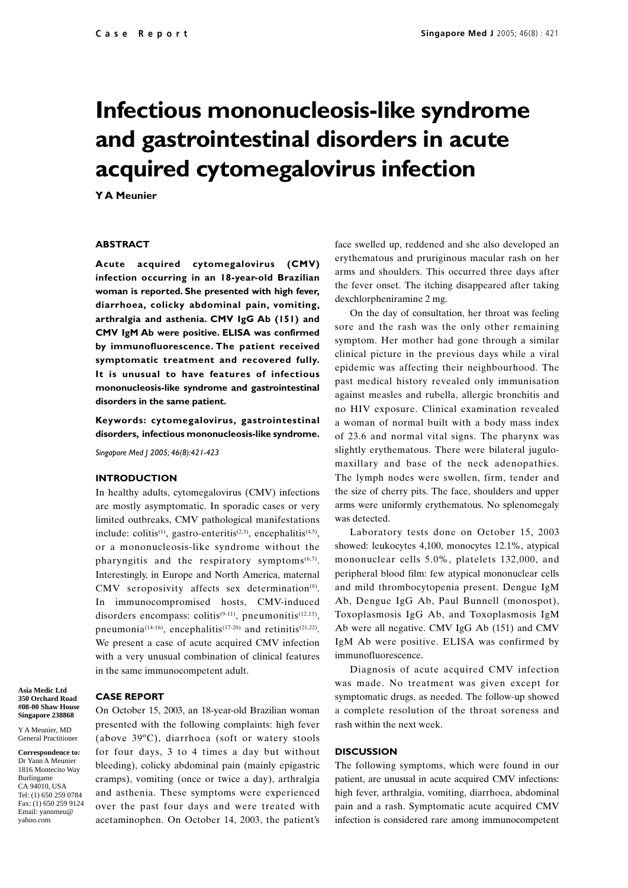Case Report

# Infectious mononucleosis-like syndrome and gastrointestinal disorders in acute acquired cytomegalovirus infection

**Y A Meunier**

## ABSTRACT

**Acute acquired cytomegalovirus (CMV) infection occurring in an 18-year-old Brazilian woman is reported. She presented with high fever, diarrhoea, colicky abdominal pain, vomiting, arthralgia and asthenia. CMV IgG Ab (151) and CMV IgM Ab were positive. ELISA was confirmed by immunofluorescence. The patient received symptomatic treatment and recovered fully. It is unusual to have features of infectious mononucleosis-like syndrome and gastrointestinal disorders in the same patient.**

**Keywords: cytomegalovirus, gastrointestinal disorders, infectious mononucleosis-like syndrome.**

*Singapore Med J 2005; 46(8):421-423*

## INTRODUCTION

In healthy adults, cytomegalovirus (CMV) infections are mostly asymptomatic. In sporadic cases or very limited outbreaks, CMV pathological manifestations include: colitis[1], gastro-enteritis[2,3], encephalitis[4,5], or a mononucleosis-like syndrome without the pharyngitis and the respiratory symptoms[6,7]. Interestingly, in Europe and North America, maternal CMV seropositivity affects sex determination[8]. In immunocompromised hosts, CMV-induced disorders encompass: colitis[9-11], pneumonitis[12,13], pneumonia[14-16], encephalitis[17-20] and retinitis[21,22]. We present a case of acute acquired CMV infection with a very unusual combination of clinical features in the same immunocompetent adult.

## CASE REPORT

On October 15, 2003, an 18-year-old Brazilian woman presented with the following complaints: high fever (above 39ºC), diarrhoea (soft or watery stools for four days, 3 to 4 times a day but without bleeding), colicky abdominal pain (mainly epigastric cramps), vomiting (once or twice a day), arthralgia and asthenia. These symptoms were experienced over the past four days and were treated with acetaminophen. On October 14, 2003, the patient's face swelled up, reddened and she also developed an erythematous and pruriginous macular rash on her arms and shoulders. This occurred three days after the fever onset. The itching disappeared after taking dexchlorpheniramine 2 mg.

On the day of consultation, her throat was feeling sore and the rash was the only other remaining symptom. Her mother had gone through a similar clinical picture in the previous days while a viral epidemic was affecting their neighbourhood. The past medical history revealed only immunisation against measles and rubella, allergic bronchitis and no HIV exposure. Clinical examination revealed a woman of normal built with a body mass index of 23.6 and normal vital signs. The pharynx was slightly erythematous. There were bilateral jugulo-maxillary and base of the neck adenopathies. The lymph nodes were swollen, firm, tender and the size of cherry pits. The face, shoulders and upper arms were uniformly erythematous. No splenomegaly was detected.

Laboratory tests done on October 15, 2003 showed: leukocytes 4,100, monocytes 12.1%, atypical mononuclear cells 5.0%, platelets 132,000, and peripheral blood film: few atypical mononuclear cells and mild thrombocytopenia present. Dengue IgM Ab, Dengue IgG Ab, Paul Bunnell (monospot), Toxoplasmosis IgG Ab, and Toxoplasmosis IgM Ab were all negative. CMV IgG Ab (151) and CMV IgM Ab were positive. ELISA was confirmed by immunofluorescence.

Diagnosis of acute acquired CMV infection was made. No treatment was given except for symptomatic drugs, as needed. The follow-up showed a complete resolution of the throat soreness and rash within the next week.

## DISCUSSION

The following symptoms, which were found in our patient, are unusual in acute acquired CMV infections: high fever, arthralgia, vomiting, diarrhoea, abdominal pain and a rash. Symptomatic acute acquired CMV infection is considered rare among immunocompetent

**Asia Medic Ltd**
**350 Orchard Road**
**#08-00 Shaw House**
**Singapore 238868**

Y A Meunier, MD
General Practitioner

**Correspondence to:**
Dr Yann A Meunier
1816 Montecito Way
Burlingame
CA 94010, USA
Tel: (1) 650 259 0784
Fax: (1) 650 259 9124
Email: yannmeu@yahoo.com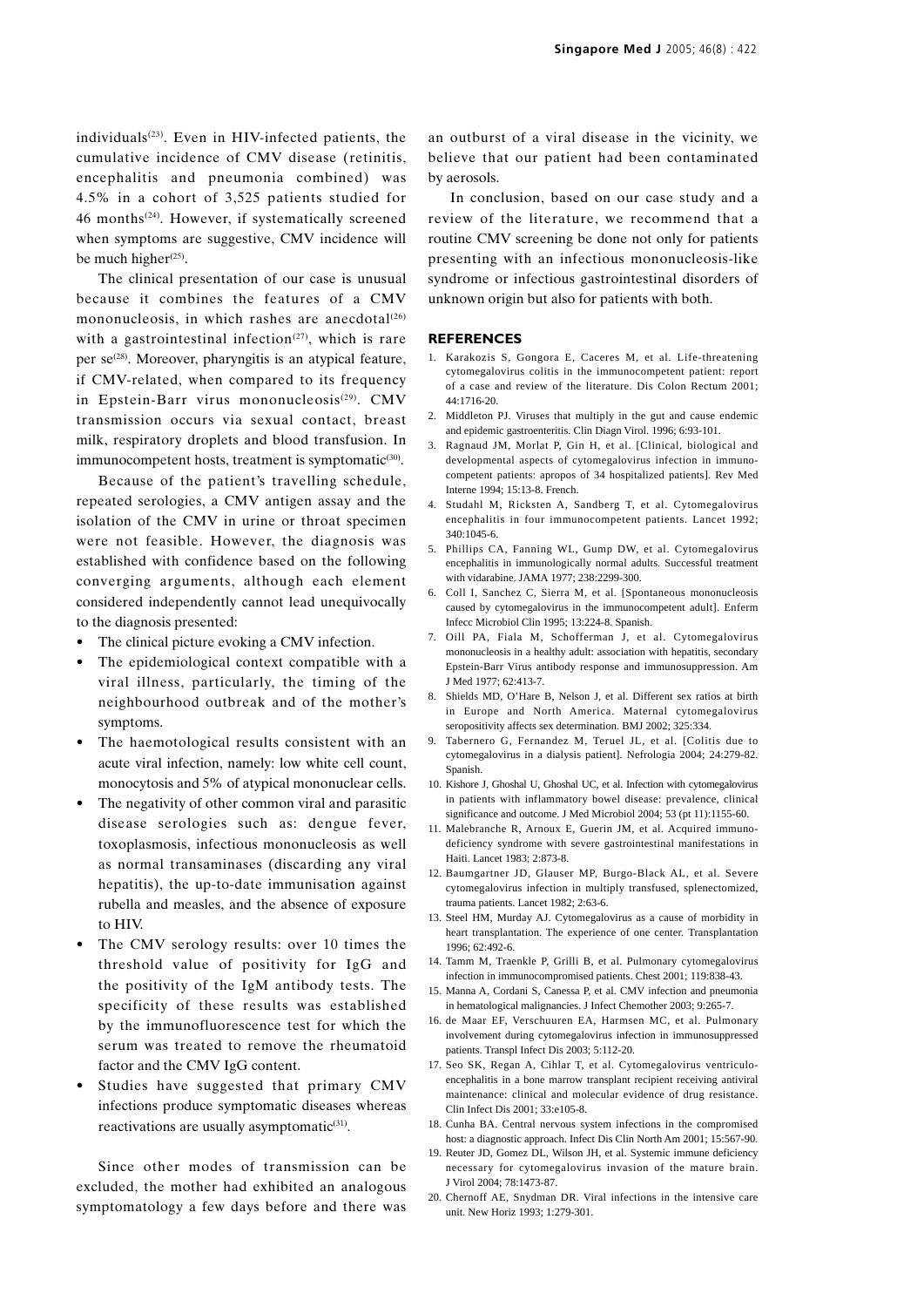individuals[23]. Even in HIV-infected patients, the cumulative incidence of CMV disease (retinitis, encephalitis and pneumonia combined) was 4.5% in a cohort of 3,525 patients studied for 46 months[24]. However, if systematically screened when symptoms are suggestive, CMV incidence will be much higher[25].

The clinical presentation of our case is unusual because it combines the features of a CMV mononucleosis, in which rashes are anecdotal[26] with a gastrointestinal infection[27], which is rare per se[28]. Moreover, pharyngitis is an atypical feature, if CMV-related, when compared to its frequency in Epstein-Barr virus mononucleosis[29]. CMV transmission occurs via sexual contact, breast milk, respiratory droplets and blood transfusion. In immunocompetent hosts, treatment is symptomatic[30].

Because of the patient's travelling schedule, repeated serologies, a CMV antigen assay and the isolation of the CMV in urine or throat specimen were not feasible. However, the diagnosis was established with confidence based on the following converging arguments, although each element considered independently cannot lead unequivocally to the diagnosis presented:

- The clinical picture evoking a CMV infection.
- The epidemiological context compatible with a viral illness, particularly, the timing of the neighbourhood outbreak and of the mother's symptoms.
- The haemotological results consistent with an acute viral infection, namely: low white cell count, monocytosis and 5% of atypical mononuclear cells.
- The negativity of other common viral and parasitic disease serologies such as: dengue fever, toxoplasmosis, infectious mononucleosis as well as normal transaminases (discarding any viral hepatitis), the up-to-date immunisation against rubella and measles, and the absence of exposure to HIV.
- The CMV serology results: over 10 times the threshold value of positivity for IgG and the positivity of the IgM antibody tests. The specificity of these results was established by the immunofluorescence test for which the serum was treated to remove the rheumatoid factor and the CMV IgG content.
- Studies have suggested that primary CMV infections produce symptomatic diseases whereas reactivations are usually asymptomatic[31].

Since other modes of transmission can be excluded, the mother had exhibited an analogous symptomatology a few days before and there was an outburst of a viral disease in the vicinity, we believe that our patient had been contaminated by aerosols.

In conclusion, based on our case study and a review of the literature, we recommend that a routine CMV screening be done not only for patients presenting with an infectious mononucleosis-like syndrome or infectious gastrointestinal disorders of unknown origin but also for patients with both.

## REFERENCES

1. Karakozis S, Gongora E, Caceres M, et al. Life-threatening cytomegalovirus colitis in the immunocompetent patient: report of a case and review of the literature. Dis Colon Rectum 2001; 44:1716-20.
2. Middleton PJ. Viruses that multiply in the gut and cause endemic and epidemic gastroenteritis. Clin Diagn Virol. 1996; 6:93-101.
3. Ragnaud JM, Morlat P, Gin H, et al. [Clinical, biological and developmental aspects of cytomegalovirus infection in immunocompetent patients: apropos of 34 hospitalized patients]. Rev Med Interne 1994; 15:13-8. French.
4. Studahl M, Ricksten A, Sandberg T, et al. Cytomegalovirus encephalitis in four immunocompetent patients. Lancet 1992; 340:1045-6.
5. Phillips CA, Fanning WL, Gump DW, et al. Cytomegalovirus encephalitis in immunologically normal adults. Successful treatment with vidarabine. JAMA 1977; 238:2299-300.
6. Coll I, Sanchez C, Sierra M, et al. [Spontaneous mononucleosis caused by cytomegalovirus in the immunocompetent adult]. Enferm Infecc Microbiol Clin 1995; 13:224-8. Spanish.
7. Oill PA, Fiala M, Schofferman J, et al. Cytomegalovirus mononucleosis in a healthy adult: association with hepatitis, secondary Epstein-Barr Virus antibody response and immunosuppression. Am J Med 1977; 62:413-7.
8. Shields MD, O'Hare B, Nelson J, et al. Different sex ratios at birth in Europe and North America. Maternal cytomegalovirus seropositivity affects sex determination. BMJ 2002; 325:334.
9. Tabernero G, Fernandez M, Teruel JL, et al. [Colitis due to cytomegalovirus in a dialysis patient]. Nefrologia 2004; 24:279-82. Spanish.
10. Kishore J, Ghoshal U, Ghoshal UC, et al. Infection with cytomegalovirus in patients with inflammatory bowel disease: prevalence, clinical significance and outcome. J Med Microbiol 2004; 53 (pt 11):1155-60.
11. Malebranche R, Arnoux E, Guerin JM, et al. Acquired immunodeficiency syndrome with severe gastrointestinal manifestations in Haiti. Lancet 1983; 2:873-8.
12. Baumgartner JD, Glauser MP, Burgo-Black AL, et al. Severe cytomegalovirus infection in multiply transfused, splenectomized, trauma patients. Lancet 1982; 2:63-6.
13. Steel HM, Murday AJ. Cytomegalovirus as a cause of morbidity in heart transplantation. The experience of one center. Transplantation 1996; 62:492-6.
14. Tamm M, Traenkle P, Grilli B, et al. Pulmonary cytomegalovirus infection in immunocompromised patients. Chest 2001; 119:838-43.
15. Manna A, Cordani S, Canessa P, et al. CMV infection and pneumonia in hematological malignancies. J Infect Chemother 2003; 9:265-7.
16. de Maar EF, Verschuuren EA, Harmsen MC, et al. Pulmonary involvement during cytomegalovirus infection in immunosuppressed patients. Transpl Infect Dis 2003; 5:112-20.
17. Seo SK, Regan A, Cihlar T, et al. Cytomegalovirus ventriculoencephalitis in a bone marrow transplant recipient receiving antiviral maintenance: clinical and molecular evidence of drug resistance. Clin Infect Dis 2001; 33:e105-8.
18. Cunha BA. Central nervous system infections in the compromised host: a diagnostic approach. Infect Dis Clin North Am 2001; 15:567-90.
19. Reuter JD, Gomez DL, Wilson JH, et al. Systemic immune deficiency necessary for cytomegalovirus invasion of the mature brain. J Virol 2004; 78:1473-87.
20. Chernoff AE, Snydman DR. Viral infections in the intensive care unit. New Horiz 1993; 1:279-301.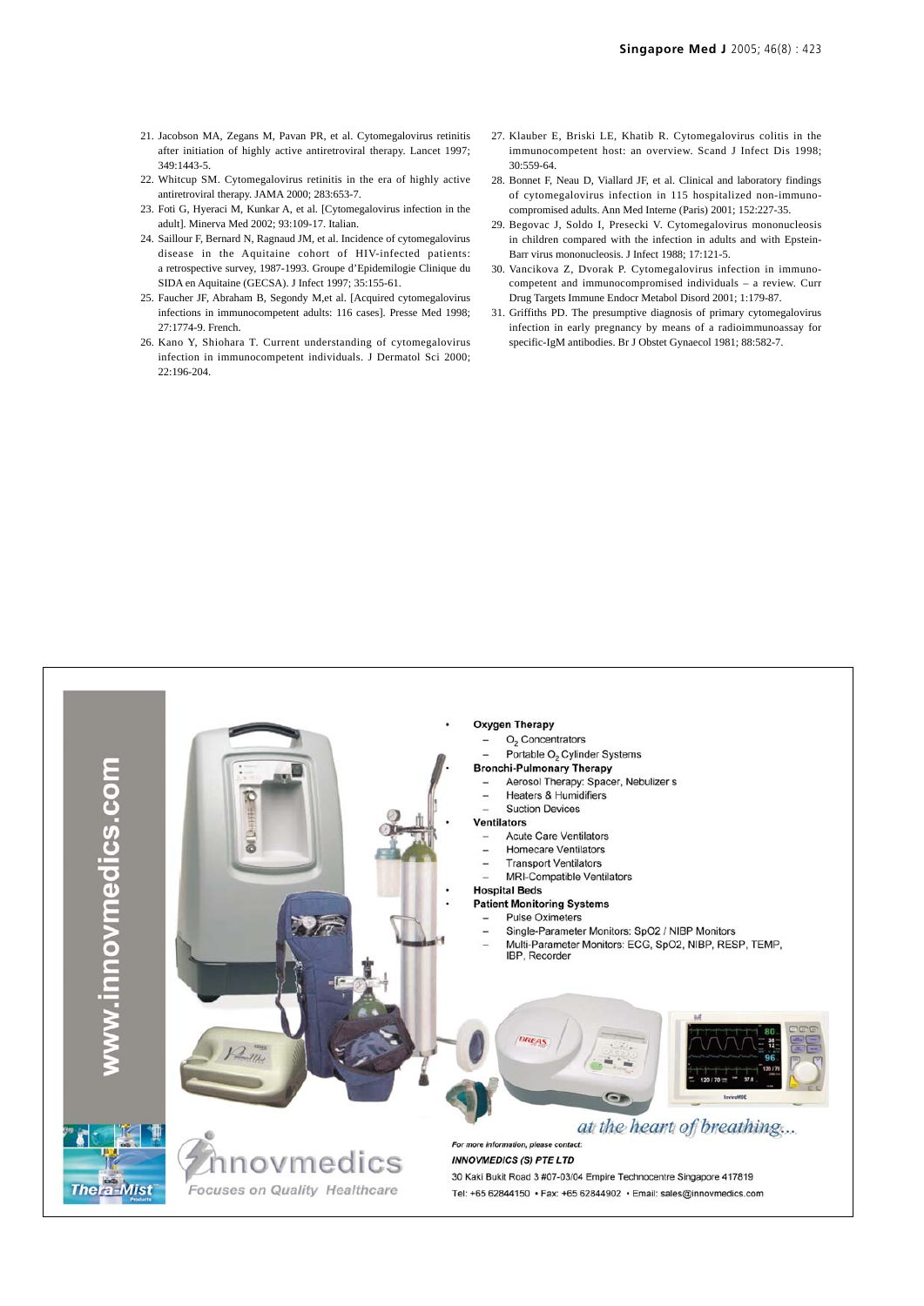21. Jacobson MA, Zegans M, Pavan PR, et al. Cytomegalovirus retinitis after initiation of highly active antiretroviral therapy. Lancet 1997; 349:1443-5.
22. Whitcup SM. Cytomegalovirus retinitis in the era of highly active antiretroviral therapy. JAMA 2000; 283:653-7.
23. Foti G, Hyeraci M, Kunkar A, et al. [Cytomegalovirus infection in the adult]. Minerva Med 2002; 93:109-17. Italian.
24. Saillour F, Bernard N, Ragnaud JM, et al. Incidence of cytomegalovirus disease in the Aquitaine cohort of HIV-infected patients: a retrospective survey, 1987-1993. Groupe d'Epidemilogie Clinique du SIDA en Aquitaine (GECSA). J Infect 1997; 35:155-61.
25. Faucher JF, Abraham B, Segondy M,et al. [Acquired cytomegalovirus infections in immunocompetent adults: 116 cases]. Presse Med 1998; 27:1774-9. French.
26. Kano Y, Shiohara T. Current understanding of cytomegalovirus infection in immunocompetent individuals. J Dermatol Sci 2000; 22:196-204.
27. Klauber E, Briski LE, Khatib R. Cytomegalovirus colitis in the immunocompetent host: an overview. Scand J Infect Dis 1998; 30:559-64.
28. Bonnet F, Neau D, Viallard JF, et al. Clinical and laboratory findings of cytomegalovirus infection in 115 hospitalized non-immunocompromised adults. Ann Med Interne (Paris) 2001; 152:227-35.
29. Begovac J, Soldo I, Presecki V. Cytomegalovirus mononucleosis in children compared with the infection in adults and with Epstein-Barr virus mononucleosis. J Infect 1988; 17:121-5.
30. Vancikova Z, Dvorak P. Cytomegalovirus infection in immunocompetent and immunocompromised individuals – a review. Curr Drug Targets Immune Endocr Metabol Disord 2001; 1:179-87.
31. Griffiths PD. The presumptive diagnosis of primary cytomegalovirus infection in early pregnancy by means of a radioimmunoassay for specific-IgM antibodies. Br J Obstet Gynaecol 1981; 88:582-7.

www.innovmedics.com

- **Oxygen Therapy**
  - $O_2$ Concentrators
  - Portable $O_2$ Cylinder Systems
- **Bronchi-Pulmonary Therapy**
  - Aerosol Therapy: Spacer, Nebulizer s
  - Heaters & Humidifiers
  - Suction Devices
- **Ventilators**
  - Acute Care Ventilators
  - Homecare Ventilators
  - Transport Ventilators
  - MRI-Compatible Ventilators
- **Hospital Beds**
- **Patient Monitoring Systems**
  - Pulse Oximeters
  - Single-Parameter Monitors: SpO2 / NIBP Monitors
  - Multi-Parameter Monitors: ECG, SpO2, NIBP, RESP, TEMP, IBP, Recorder

*at the heart of breathing...*

Innovmedics

*Focuses on Quality Healthcare*

*For more information, please contact:*

***INNOVMEDICS (S) PTE LTD***

30 Kaki Bukit Road 3 #07-03/04 Empire Technocentre Singapore 417819

Tel: +65 62844150 • Fax: +65 62844902 • Email: sales@innovmedics.com